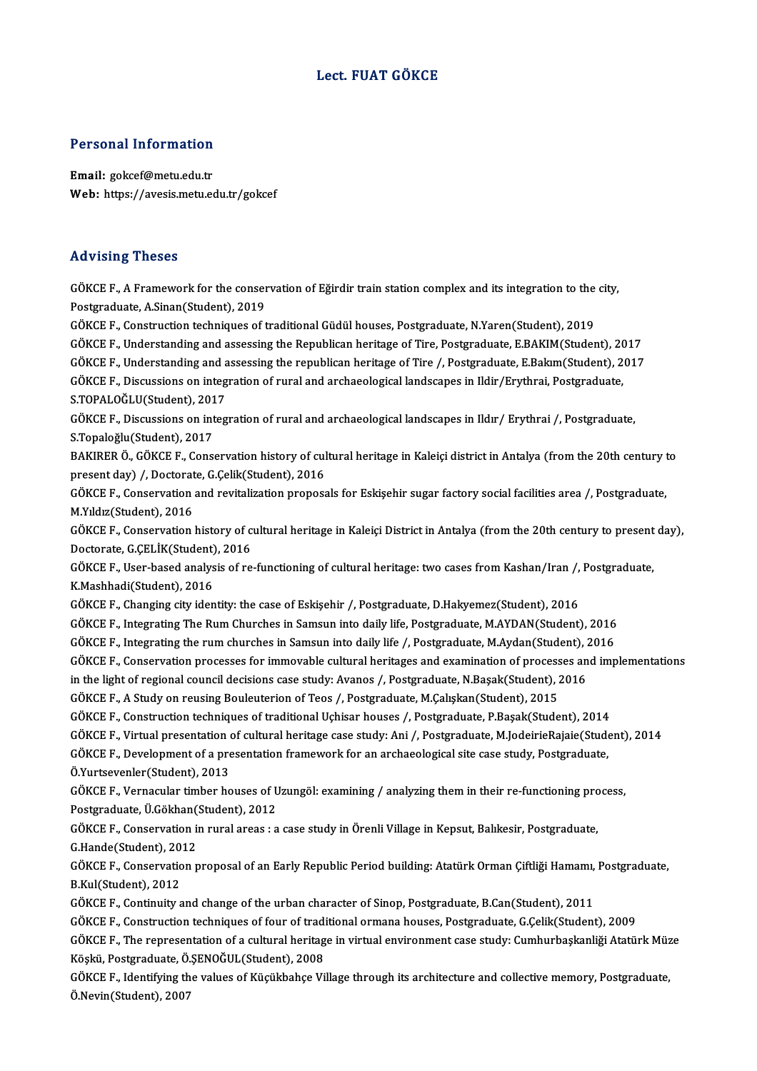# Lect. FUAT GÖKCE

## Personal Information

**Email:** gokcef@metu.edu.tr
**Web:** https://avesis.metu.edu.tr/gokcef

## Advising Theses

GÖKCE F., A Framework for the conservation of Eğirdir train station complex and its integration to the city, Postgraduate, A.Sinan(Student), 2019

GÖKCE F., Construction techniques of traditional Güdül houses, Postgraduate, N.Yaren(Student), 2019

GÖKCE F., Understanding and assessing the Republican heritage of Tire, Postgraduate, E.BAKIM(Student), 2017

GÖKCE F., Understanding and assessing the republican heritage of Tire /, Postgraduate, E.Bakım(Student), 2017

GÖKCE F., Discussions on integration of rural and archaeological landscapes in Ildir/Erythrai, Postgraduate, S.TOPALOĞLU(Student), 2017

GÖKCE F., Discussions on integration of rural and archaeological landscapes in Ildır/ Erythrai /, Postgraduate, S.Topaloğlu(Student), 2017

BAKIRER Ö., GÖKCE F., Conservation history of cultural heritage in Kaleiçi district in Antalya (from the 20th century to present day) /, Doctorate, G.Çelik(Student), 2016

GÖKCE F., Conservation and revitalization proposals for Eskişehir sugar factory social facilities area /, Postgraduate, M.Yıldız(Student), 2016

GÖKCE F., Conservation history of cultural heritage in Kaleiçi District in Antalya (from the 20th century to present day), Doctorate, G.ÇELİK(Student), 2016

GÖKCE F., User-based analysis of re-functioning of cultural heritage: two cases from Kashan/Iran /, Postgraduate, K.Mashhadi(Student), 2016

GÖKCE F., Changing city identity: the case of Eskişehir /, Postgraduate, D.Hakyemez(Student), 2016

GÖKCE F., Integrating The Rum Churches in Samsun into daily life, Postgraduate, M.AYDAN(Student), 2016

GÖKCE F., Integrating the rum churches in Samsun into daily life /, Postgraduate, M.Aydan(Student), 2016

GÖKCE F., Conservation processes for immovable cultural heritages and examination of processes and implementations in the light of regional council decisions case study: Avanos /, Postgraduate, N.Başak(Student), 2016

GÖKCE F., A Study on reusing Bouleuterion of Teos /, Postgraduate, M.Çalışkan(Student), 2015

GÖKCE F., Construction techniques of traditional Uçhisar houses /, Postgraduate, P.Başak(Student), 2014

GÖKCE F., Virtual presentation of cultural heritage case study: Ani /, Postgraduate, M.JodeirieRajaie(Student), 2014

GÖKCE F., Development of a presentation framework for an archaeological site case study, Postgraduate, Ö.Yurtsevenler(Student), 2013

GÖKCE F., Vernacular timber houses of Uzungöl: examining / analyzing them in their re-functioning process, Postgraduate, Ü.Gökhan(Student), 2012

GÖKCE F., Conservation in rural areas : a case study in Örenli Village in Kepsut, Balıkesir, Postgraduate, G.Hande(Student), 2012

GÖKCE F., Conservation proposal of an Early Republic Period building: Atatürk Orman Çiftliği Hamamı, Postgraduate, B.Kul(Student), 2012

GÖKCE F., Continuity and change of the urban character of Sinop, Postgraduate, B.Can(Student), 2011

GÖKCE F., Construction techniques of four of traditional ormana houses, Postgraduate, G.Çelik(Student), 2009

GÖKCE F., The representation of a cultural heritage in virtual environment case study: Cumhurbaşkanliği Atatürk Müze Köşkü, Postgraduate, Ö.ŞENOĞUL(Student), 2008

GÖKCE F., Identifying the values of Küçükbahçe Village through its architecture and collective memory, Postgraduate, Ö.Nevin(Student), 2007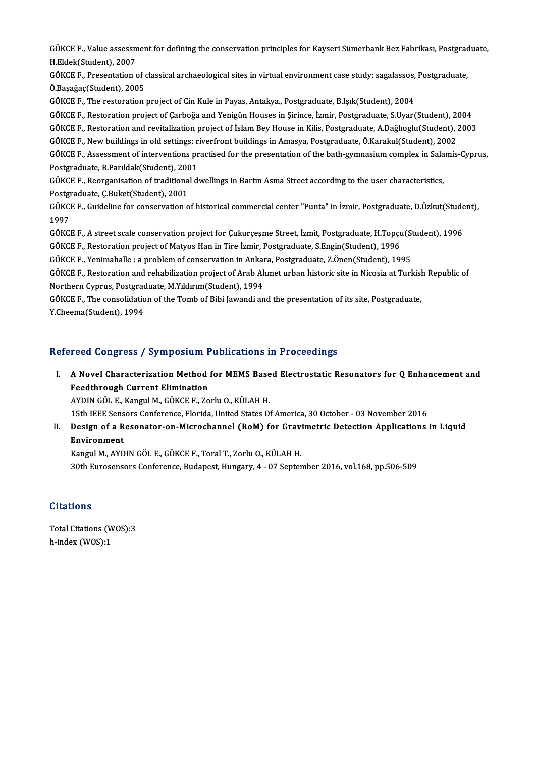GÖKCE F., Value assessment for defining the conservation principles for Kayseri Sümerbank Bez Fabrikası, Postgraduate, H.Eldek(Student), 2007

GÖKCE F., Presentation of classical archaeological sites in virtual environment case study: sagalassos, Postgraduate, Ö.Başağaç(Student), 2005

GÖKCE F., The restoration project of Cin Kule in Payas, Antakya., Postgraduate, B.Işık(Student), 2004

GÖKCE F., Restoration project of Çarboğa and Yenigün Houses in Şirince, İzmir, Postgraduate, S.Uyar(Student), 2004

GÖKCE F., Restoration and revitalization project of İslam Bey House in Kilis, Postgraduate, A.Dağlıoglu(Student), 2003

GÖKCE F., New buildings in old settings: riverfront buildings in Amasya, Postgraduate, Ö.Karakul(Student), 2002

GÖKCE F., Assessment of interventions practised for the presentation of the bath-gymnasium complex in Salamis-Cyprus, Postgraduate, R.Parıldak(Student), 2001

GÖKCE F., Reorganisation of traditional dwellings in Bartın Asma Street according to the user characteristics, Postgraduate, Ç.Buket(Student), 2001

GÖKCE F., Guideline for conservation of historical commercial center "Punta" in İzmir, Postgraduate, D.Özkut(Student), 1997

GÖKCE F., A street scale conservation project for Çukurçeşme Street, İzmit, Postgraduate, H.Topçu(Student), 1996

GÖKCE F., Restoration project of Matyos Han in Tire İzmir, Postgraduate, S.Engin(Student), 1996

GÖKCE F., Yenimahalle : a problem of conservation in Ankara, Postgraduate, Z.Önen(Student), 1995

GÖKCE F., Restoration and rehabilization project of Arab Ahmet urban historic site in Nicosia at Turkish Republic of Northern Cyprus, Postgraduate, M.Yıldırım(Student), 1994

GÖKCE F., The consolidation of the Tomb of Bibi Jawandi and the presentation of its site, Postgraduate, Y.Cheema(Student), 1994

## Refereed Congress / Symposium Publications in Proceedings

I. **A Novel Characterization Method for MEMS Based Electrostatic Resonators for Q Enhancement and Feedthrough Current Elimination**
   AYDIN GÖL E., Kangul M., GÖKCE F., Zorlu O., KÜLAH H.
   15th IEEE Sensors Conference, Florida, United States Of America, 30 October - 03 November 2016

II. **Design of a Resonator-on-Microchannel (RoM) for Gravimetric Detection Applications in Liquid Environment**
   Kangul M., AYDIN GÖL E., GÖKCE F., Toral T., Zorlu O., KÜLAH H.
   30th Eurosensors Conference, Budapest, Hungary, 4 - 07 September 2016, vol.168, pp.506-509

## Citations

Total Citations (WOS):3
h-index (WOS):1